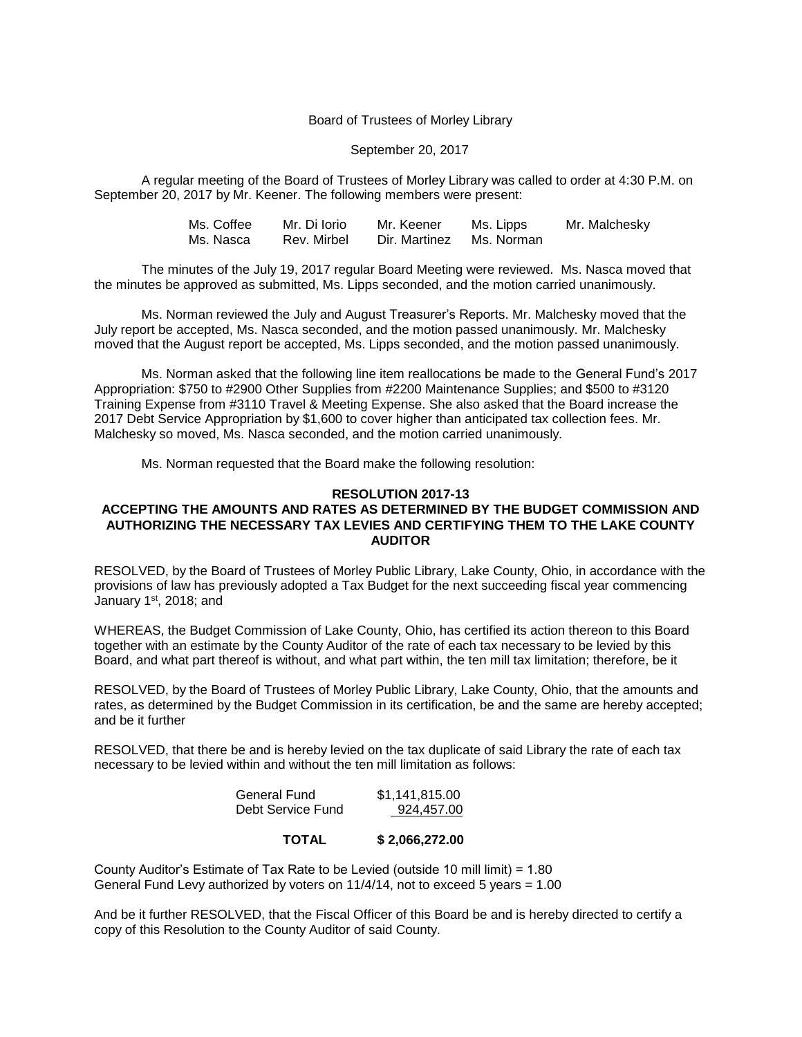Board of Trustees of Morley Library

September 20, 2017

A regular meeting of the Board of Trustees of Morley Library was called to order at 4:30 P.M. on September 20, 2017 by Mr. Keener. The following members were present:

| | | | | |
|---|---|---|---|---|
| Ms. Coffee | Mr. Di Iorio | Mr. Keener | Ms. Lipps | Mr. Malchesky |
| Ms. Nasca | Rev. Mirbel | Dir. Martinez | Ms. Norman | |

The minutes of the July 19, 2017 regular Board Meeting were reviewed. Ms. Nasca moved that the minutes be approved as submitted, Ms. Lipps seconded, and the motion carried unanimously.

Ms. Norman reviewed the July and August Treasurer's Reports. Mr. Malchesky moved that the July report be accepted, Ms. Nasca seconded, and the motion passed unanimously. Mr. Malchesky moved that the August report be accepted, Ms. Lipps seconded, and the motion passed unanimously.

Ms. Norman asked that the following line item reallocations be made to the General Fund's 2017 Appropriation: $750 to #2900 Other Supplies from #2200 Maintenance Supplies; and $500 to #3120 Training Expense from #3110 Travel & Meeting Expense. She also asked that the Board increase the 2017 Debt Service Appropriation by $1,600 to cover higher than anticipated tax collection fees. Mr. Malchesky so moved, Ms. Nasca seconded, and the motion carried unanimously.

Ms. Norman requested that the Board make the following resolution:

**RESOLUTION 2017-13**

**ACCEPTING THE AMOUNTS AND RATES AS DETERMINED BY THE BUDGET COMMISSION AND AUTHORIZING THE NECESSARY TAX LEVIES AND CERTIFYING THEM TO THE LAKE COUNTY AUDITOR**

RESOLVED, by the Board of Trustees of Morley Public Library, Lake County, Ohio, in accordance with the provisions of law has previously adopted a Tax Budget for the next succeeding fiscal year commencing January 1st, 2018; and

WHEREAS, the Budget Commission of Lake County, Ohio, has certified its action thereon to this Board together with an estimate by the County Auditor of the rate of each tax necessary to be levied by this Board, and what part thereof is without, and what part within, the ten mill tax limitation; therefore, be it

RESOLVED, by the Board of Trustees of Morley Public Library, Lake County, Ohio, that the amounts and rates, as determined by the Budget Commission in its certification, be and the same are hereby accepted; and be it further

RESOLVED, that there be and is hereby levied on the tax duplicate of said Library the rate of each tax necessary to be levied within and without the ten mill limitation as follows:

| | |
|---|---|
| General Fund | $1,141,815.00 |
| Debt Service Fund | 924,457.00 |
| **TOTAL** | **$ 2,066,272.00** |

County Auditor's Estimate of Tax Rate to be Levied (outside 10 mill limit) = 1.80
General Fund Levy authorized by voters on 11/4/14, not to exceed 5 years = 1.00

And be it further RESOLVED, that the Fiscal Officer of this Board be and is hereby directed to certify a copy of this Resolution to the County Auditor of said County.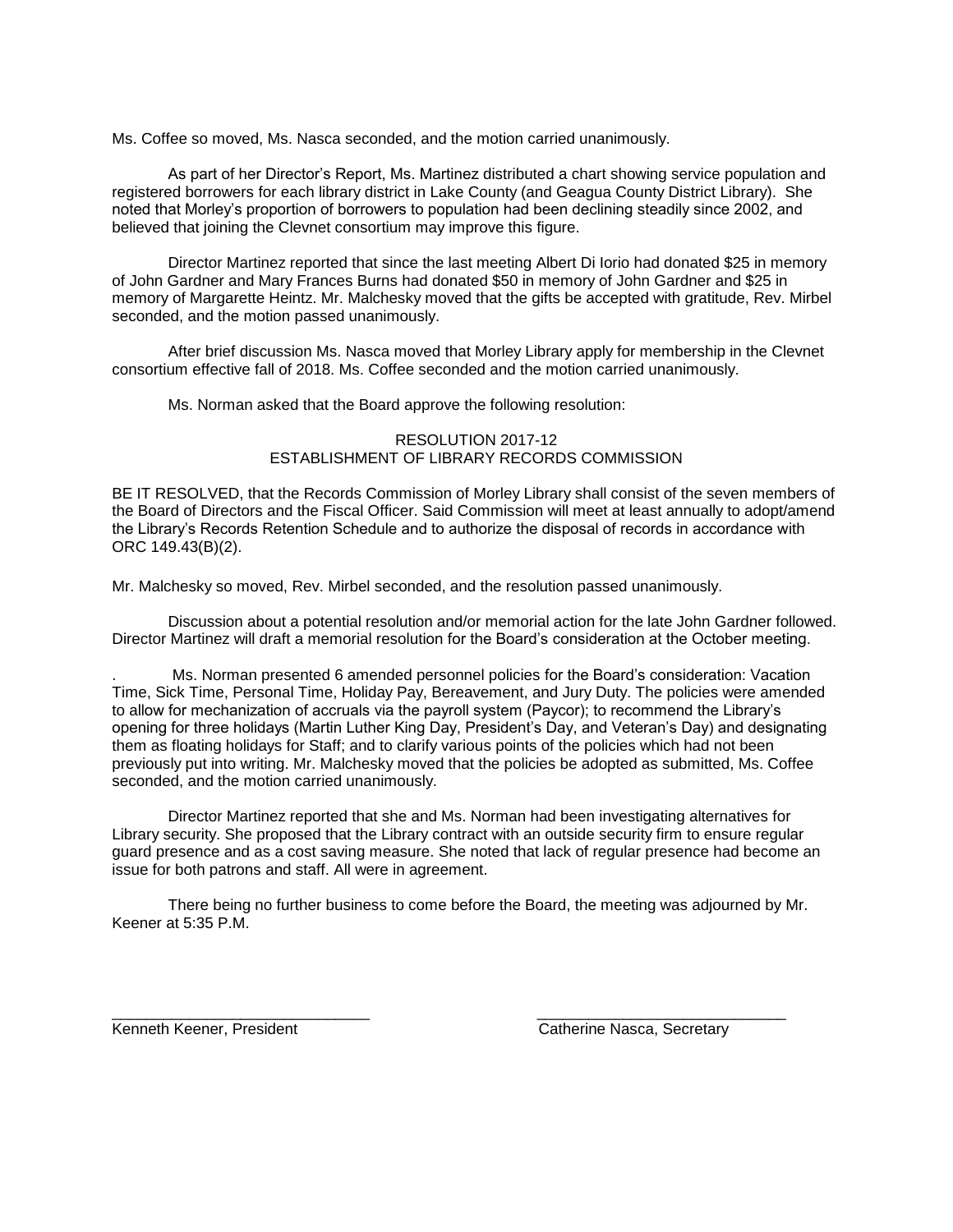Ms. Coffee so moved, Ms. Nasca seconded, and the motion carried unanimously.

As part of her Director's Report, Ms. Martinez distributed a chart showing service population and registered borrowers for each library district in Lake County (and Geagua County District Library). She noted that Morley's proportion of borrowers to population had been declining steadily since 2002, and believed that joining the Clevnet consortium may improve this figure.

Director Martinez reported that since the last meeting Albert Di Iorio had donated $25 in memory of John Gardner and Mary Frances Burns had donated $50 in memory of John Gardner and $25 in memory of Margarette Heintz. Mr. Malchesky moved that the gifts be accepted with gratitude, Rev. Mirbel seconded, and the motion passed unanimously.

After brief discussion Ms. Nasca moved that Morley Library apply for membership in the Clevnet consortium effective fall of 2018. Ms. Coffee seconded and the motion carried unanimously.

Ms. Norman asked that the Board approve the following resolution:

RESOLUTION 2017-12
ESTABLISHMENT OF LIBRARY RECORDS COMMISSION

BE IT RESOLVED, that the Records Commission of Morley Library shall consist of the seven members of the Board of Directors and the Fiscal Officer. Said Commission will meet at least annually to adopt/amend the Library's Records Retention Schedule and to authorize the disposal of records in accordance with ORC 149.43(B)(2).

Mr. Malchesky so moved, Rev. Mirbel seconded, and the resolution passed unanimously.

Discussion about a potential resolution and/or memorial action for the late John Gardner followed. Director Martinez will draft a memorial resolution for the Board's consideration at the October meeting.

. Ms. Norman presented 6 amended personnel policies for the Board's consideration: Vacation Time, Sick Time, Personal Time, Holiday Pay, Bereavement, and Jury Duty. The policies were amended to allow for mechanization of accruals via the payroll system (Paycor); to recommend the Library's opening for three holidays (Martin Luther King Day, President's Day, and Veteran's Day) and designating them as floating holidays for Staff; and to clarify various points of the policies which had not been previously put into writing. Mr. Malchesky moved that the policies be adopted as submitted, Ms. Coffee seconded, and the motion carried unanimously.

Director Martinez reported that she and Ms. Norman had been investigating alternatives for Library security. She proposed that the Library contract with an outside security firm to ensure regular guard presence and as a cost saving measure. She noted that lack of regular presence had become an issue for both patrons and staff. All were in agreement.

There being no further business to come before the Board, the meeting was adjourned by Mr. Keener at 5:35 P.M.

\_\_\_\_\_\_\_\_\_\_\_\_\_\_\_\_\_\_\_\_\_\_\_\_\_\_\_\_\_\_
Kenneth Keener, President

\_\_\_\_\_\_\_\_\_\_\_\_\_\_\_\_\_\_\_\_\_\_\_\_\_\_\_\_\_\_
Catherine Nasca, Secretary